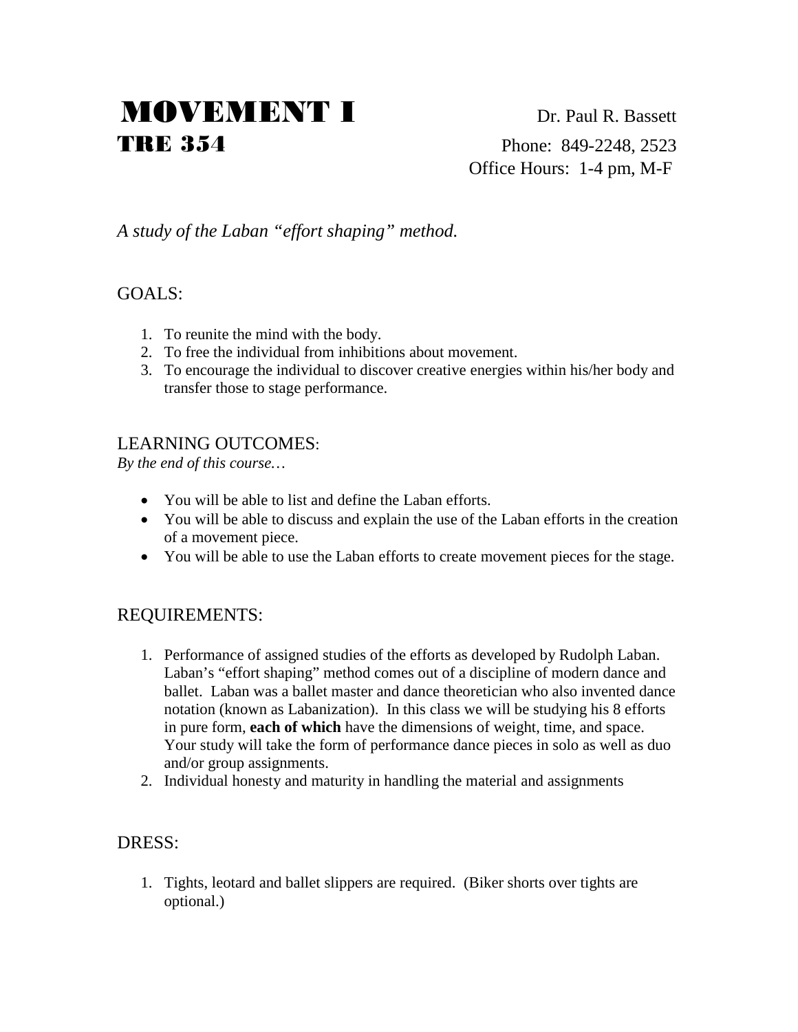# MOVEMENT I

## TRE 354

Dr. Paul R. Bassett
Phone: 849-2248, 2523
Office Hours: 1-4 pm, M-F

*A study of the Laban "effort shaping" method.*

## GOALS:

1. To reunite the mind with the body.
2. To free the individual from inhibitions about movement.
3. To encourage the individual to discover creative energies within his/her body and transfer those to stage performance.

## LEARNING OUTCOMES:

*By the end of this course…*

- You will be able to list and define the Laban efforts.
- You will be able to discuss and explain the use of the Laban efforts in the creation of a movement piece.
- You will be able to use the Laban efforts to create movement pieces for the stage.

## REQUIREMENTS:

1. Performance of assigned studies of the efforts as developed by Rudolph Laban. Laban's "effort shaping" method comes out of a discipline of modern dance and ballet. Laban was a ballet master and dance theoretician who also invented dance notation (known as Labanization). In this class we will be studying his 8 efforts in pure form, **each of which** have the dimensions of weight, time, and space. Your study will take the form of performance dance pieces in solo as well as duo and/or group assignments.
2. Individual honesty and maturity in handling the material and assignments

## DRESS:

1. Tights, leotard and ballet slippers are required. (Biker shorts over tights are optional.)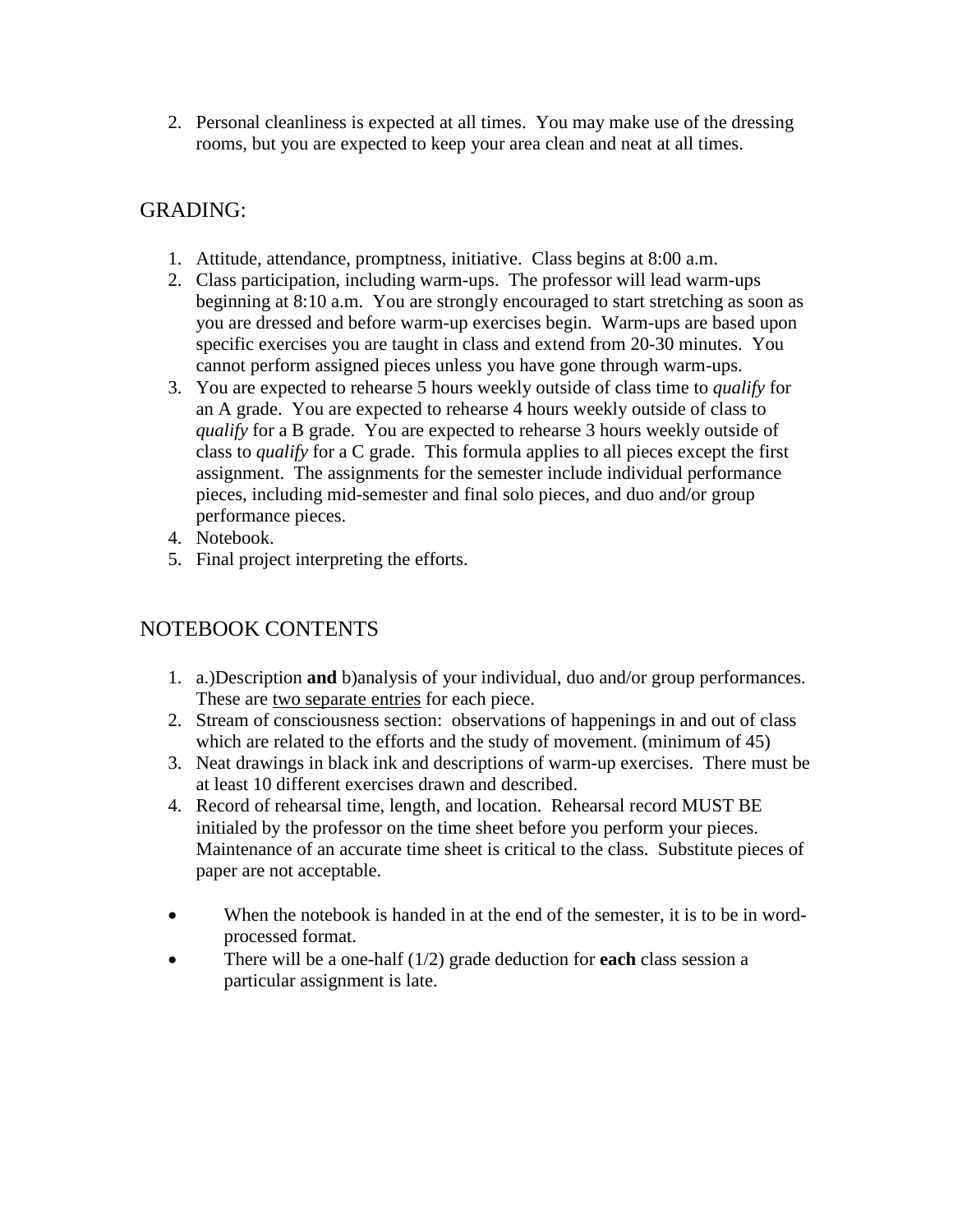2. Personal cleanliness is expected at all times. You may make use of the dressing rooms, but you are expected to keep your area clean and neat at all times.

## GRADING:

1. Attitude, attendance, promptness, initiative. Class begins at 8:00 a.m.
2. Class participation, including warm-ups. The professor will lead warm-ups beginning at 8:10 a.m. You are strongly encouraged to start stretching as soon as you are dressed and before warm-up exercises begin. Warm-ups are based upon specific exercises you are taught in class and extend from 20-30 minutes. You cannot perform assigned pieces unless you have gone through warm-ups.
3. You are expected to rehearse 5 hours weekly outside of class time to *qualify* for an A grade. You are expected to rehearse 4 hours weekly outside of class to *qualify* for a B grade. You are expected to rehearse 3 hours weekly outside of class to *qualify* for a C grade. This formula applies to all pieces except the first assignment. The assignments for the semester include individual performance pieces, including mid-semester and final solo pieces, and duo and/or group performance pieces.
4. Notebook.
5. Final project interpreting the efforts.

## NOTEBOOK CONTENTS

1. a.)Description **and** b)analysis of your individual, duo and/or group performances. These are <u>two separate entries</u> for each piece.
2. Stream of consciousness section: observations of happenings in and out of class which are related to the efforts and the study of movement. (minimum of 45)
3. Neat drawings in black ink and descriptions of warm-up exercises. There must be at least 10 different exercises drawn and described.
4. Record of rehearsal time, length, and location. Rehearsal record MUST BE initialed by the professor on the time sheet before you perform your pieces. Maintenance of an accurate time sheet is critical to the class. Substitute pieces of paper are not acceptable.

- When the notebook is handed in at the end of the semester, it is to be in word-processed format.
- There will be a one-half (1/2) grade deduction for **each** class session a particular assignment is late.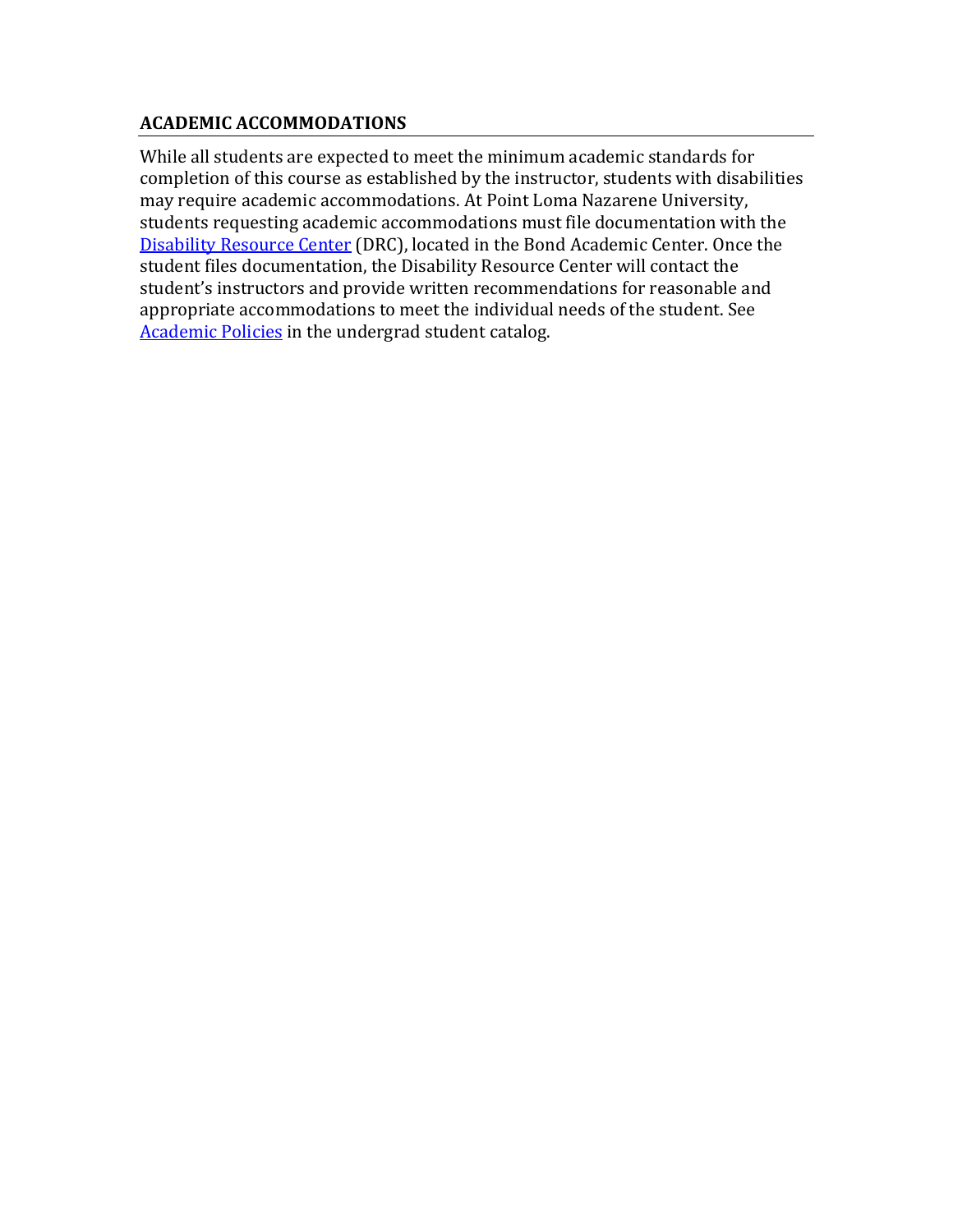## ACADEMIC ACCOMMODATIONS

While all students are expected to meet the minimum academic standards for completion of this course as established by the instructor, students with disabilities may require academic accommodations. At Point Loma Nazarene University, students requesting academic accommodations must file documentation with the Disability Resource Center (DRC), located in the Bond Academic Center. Once the student files documentation, the Disability Resource Center will contact the student's instructors and provide written recommendations for reasonable and appropriate accommodations to meet the individual needs of the student. See Academic Policies in the undergrad student catalog.